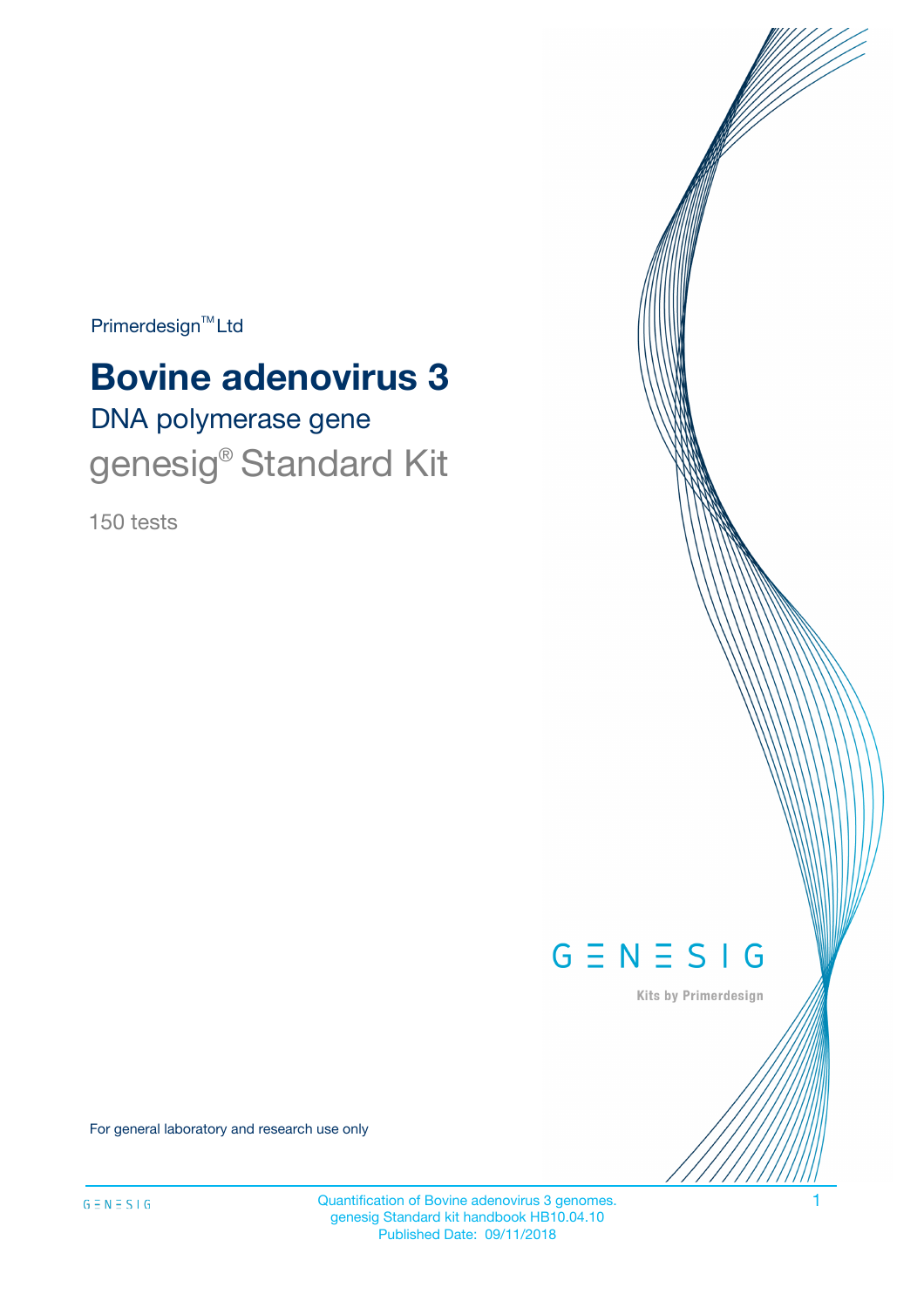Primerdesign™ Ltd

# Bovine adenovirus 3

## DNA polymerase gene

genesig® Standard Kit

150 tests

GENESIG

Kits by Primerdesign

For general laboratory and research use only

Quantification of Bovine adenovirus 3 genomes.
genesig Standard kit handbook HB10.04.10
Published Date: 09/11/2018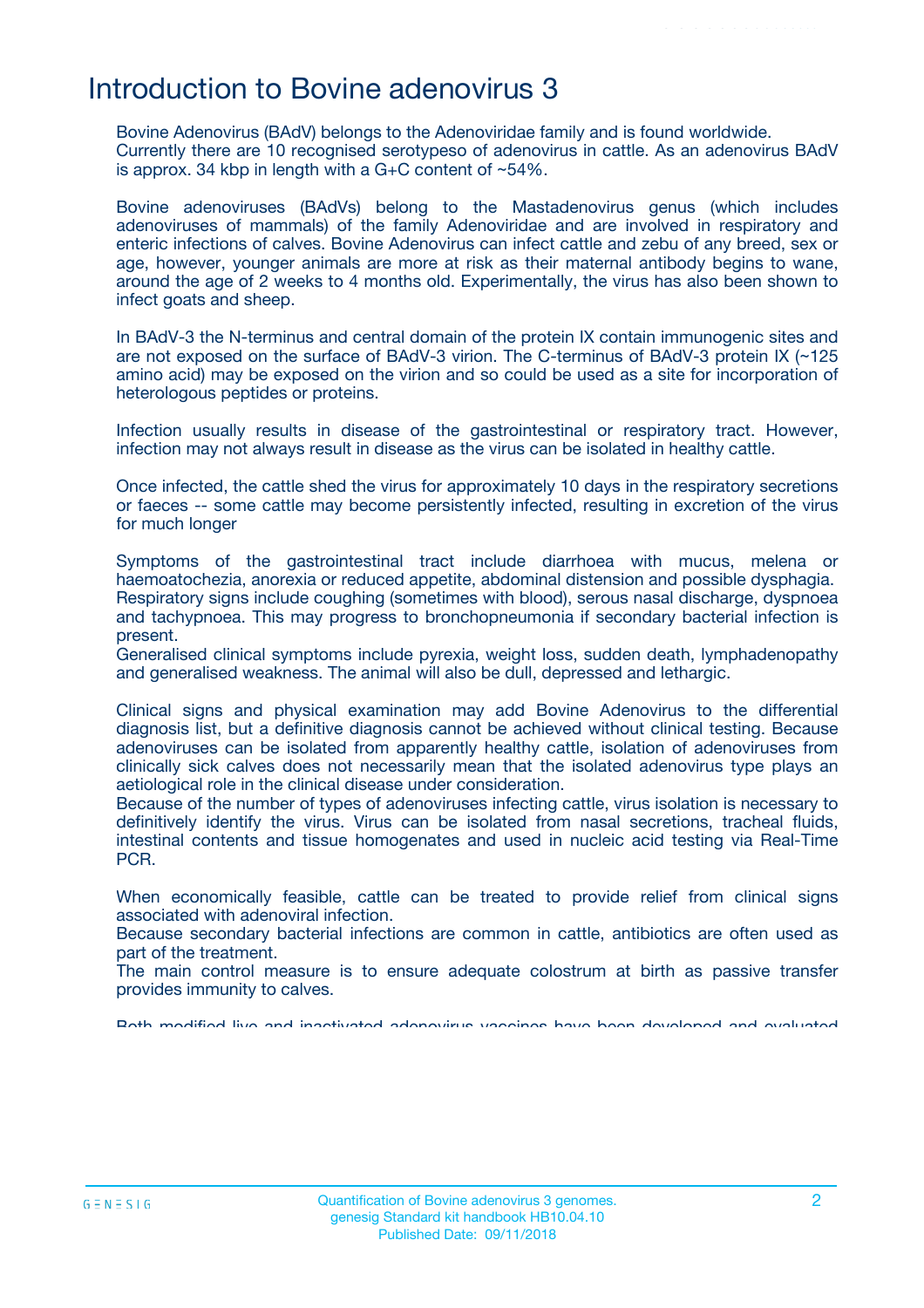# Introduction to Bovine adenovirus 3

Bovine Adenovirus (BAdV) belongs to the Adenoviridae family and is found worldwide. Currently there are 10 recognised serotypeso of adenovirus in cattle. As an adenovirus BAdV is approx. 34 kbp in length with a G+C content of ~54%.

Bovine adenoviruses (BAdVs) belong to the Mastadenovirus genus (which includes adenoviruses of mammals) of the family Adenoviridae and are involved in respiratory and enteric infections of calves. Bovine Adenovirus can infect cattle and zebu of any breed, sex or age, however, younger animals are more at risk as their maternal antibody begins to wane, around the age of 2 weeks to 4 months old. Experimentally, the virus has also been shown to infect goats and sheep.

In BAdV-3 the N-terminus and central domain of the protein IX contain immunogenic sites and are not exposed on the surface of BAdV-3 virion. The C-terminus of BAdV-3 protein IX (~125 amino acid) may be exposed on the virion and so could be used as a site for incorporation of heterologous peptides or proteins.

Infection usually results in disease of the gastrointestinal or respiratory tract. However, infection may not always result in disease as the virus can be isolated in healthy cattle.

Once infected, the cattle shed the virus for approximately 10 days in the respiratory secretions or faeces -- some cattle may become persistently infected, resulting in excretion of the virus for much longer

Symptoms of the gastrointestinal tract include diarrhoea with mucus, melena or haemoatochezia, anorexia or reduced appetite, abdominal distension and possible dysphagia. Respiratory signs include coughing (sometimes with blood), serous nasal discharge, dyspnoea and tachypnoea. This may progress to bronchopneumonia if secondary bacterial infection is present.
Generalised clinical symptoms include pyrexia, weight loss, sudden death, lymphadenopathy and generalised weakness. The animal will also be dull, depressed and lethargic.

Clinical signs and physical examination may add Bovine Adenovirus to the differential diagnosis list, but a definitive diagnosis cannot be achieved without clinical testing. Because adenoviruses can be isolated from apparently healthy cattle, isolation of adenoviruses from clinically sick calves does not necessarily mean that the isolated adenovirus type plays an aetiological role in the clinical disease under consideration.
Because of the number of types of adenoviruses infecting cattle, virus isolation is necessary to definitively identify the virus. Virus can be isolated from nasal secretions, tracheal fluids, intestinal contents and tissue homogenates and used in nucleic acid testing via Real-Time PCR.

When economically feasible, cattle can be treated to provide relief from clinical signs associated with adenoviral infection.
Because secondary bacterial infections are common in cattle, antibiotics are often used as part of the treatment.
The main control measure is to ensure adequate colostrum at birth as passive transfer provides immunity to calves.

Both modified live and inactivated adenovirus vaccines have been developed and evaluated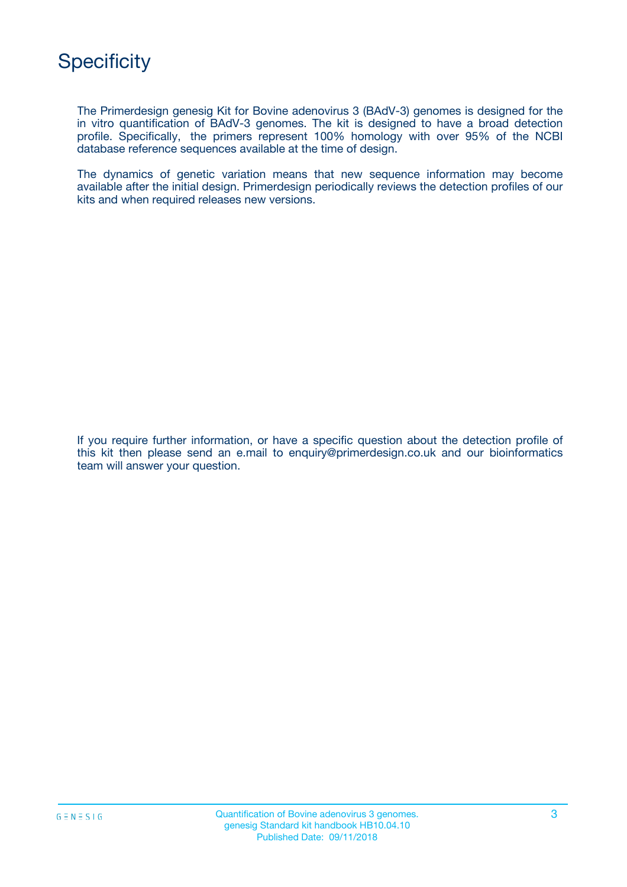# Specificity

The Primerdesign genesig Kit for Bovine adenovirus 3 (BAdV-3) genomes is designed for the in vitro quantification of BAdV-3 genomes. The kit is designed to have a broad detection profile. Specifically, the primers represent 100% homology with over 95% of the NCBI database reference sequences available at the time of design.

The dynamics of genetic variation means that new sequence information may become available after the initial design. Primerdesign periodically reviews the detection profiles of our kits and when required releases new versions.

If you require further information, or have a specific question about the detection profile of this kit then please send an e.mail to enquiry@primerdesign.co.uk and our bioinformatics team will answer your question.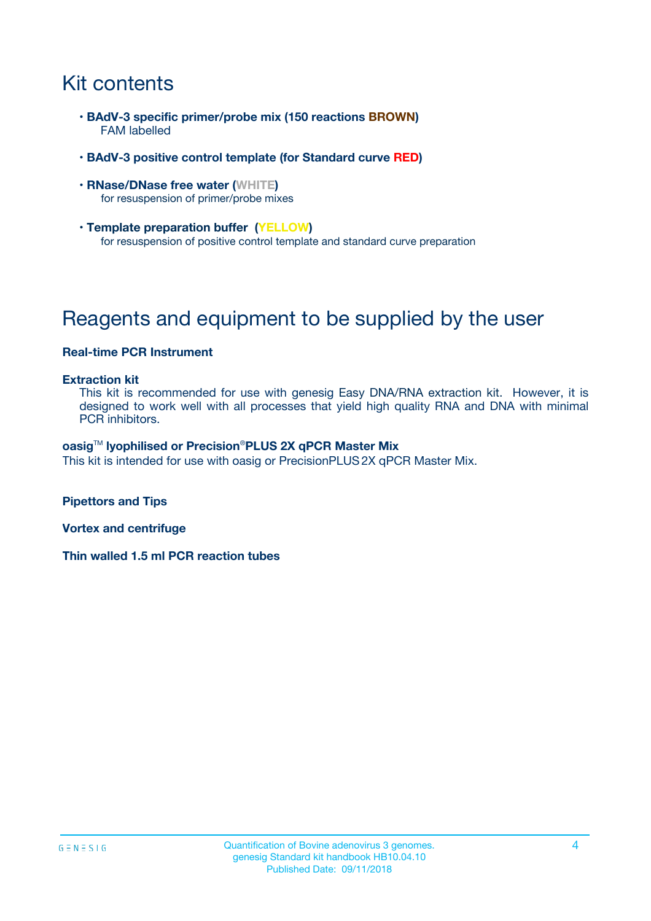# Kit contents

- **BAdV-3 specific primer/probe mix (150 reactions BROWN)**
  FAM labelled
- **BAdV-3 positive control template (for Standard curve RED)**
- **RNase/DNase free water (WHITE)**
  for resuspension of primer/probe mixes
- **Template preparation buffer (YELLOW)**
  for resuspension of positive control template and standard curve preparation

# Reagents and equipment to be supplied by the user

**Real-time PCR Instrument**

**Extraction kit**
This kit is recommended for use with genesig Easy DNA/RNA extraction kit. However, it is designed to work well with all processes that yield high quality RNA and DNA with minimal PCR inhibitors.

**oasig™ lyophilised or Precision®PLUS 2X qPCR Master Mix**
This kit is intended for use with oasig or PrecisionPLUS 2X qPCR Master Mix.

**Pipettors and Tips**

**Vortex and centrifuge**

**Thin walled 1.5 ml PCR reaction tubes**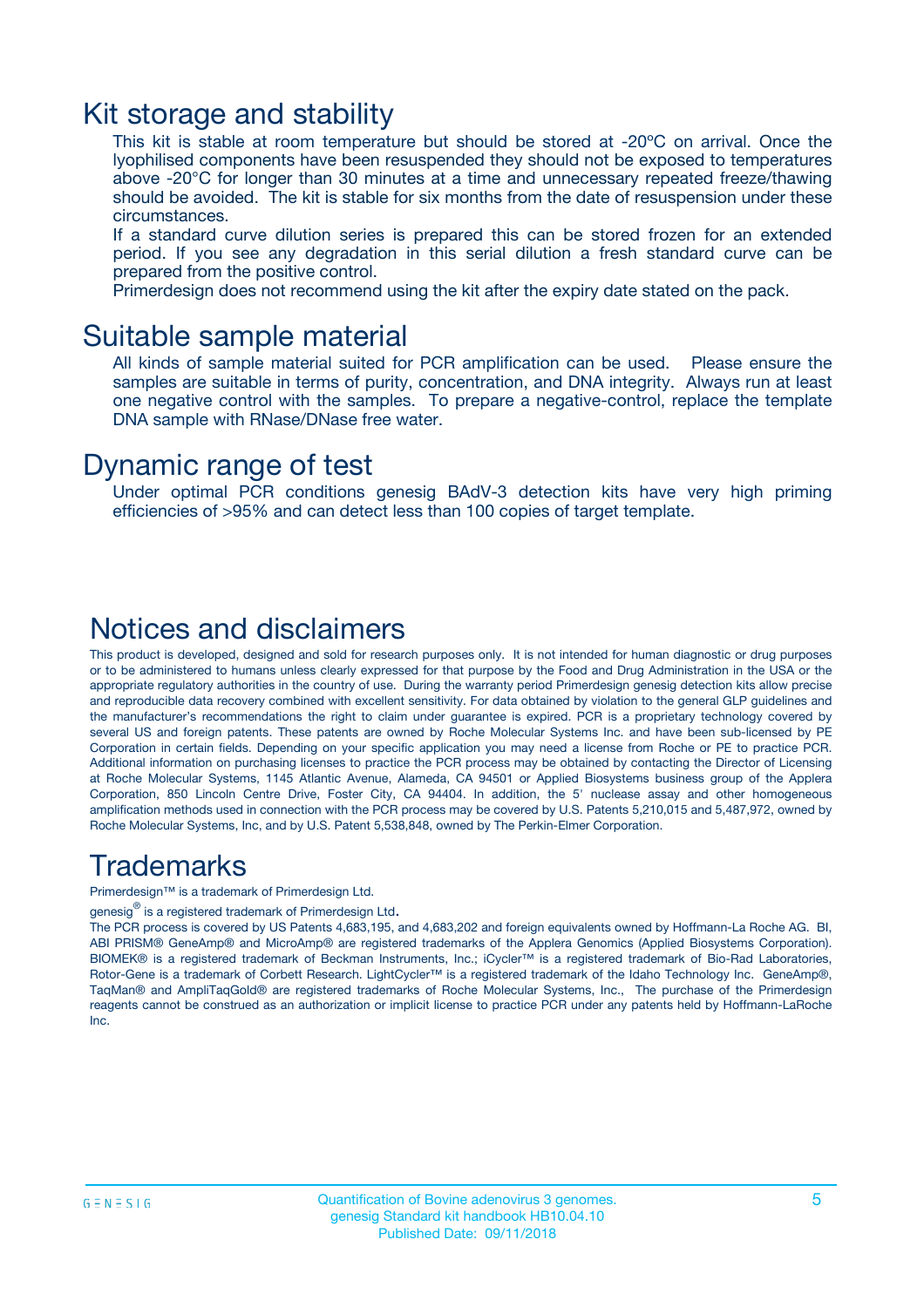# Kit storage and stability

This kit is stable at room temperature but should be stored at -20ºC on arrival. Once the lyophilised components have been resuspended they should not be exposed to temperatures above -20°C for longer than 30 minutes at a time and unnecessary repeated freeze/thawing should be avoided. The kit is stable for six months from the date of resuspension under these circumstances.

If a standard curve dilution series is prepared this can be stored frozen for an extended period. If you see any degradation in this serial dilution a fresh standard curve can be prepared from the positive control.

Primerdesign does not recommend using the kit after the expiry date stated on the pack.

# Suitable sample material

All kinds of sample material suited for PCR amplification can be used. Please ensure the samples are suitable in terms of purity, concentration, and DNA integrity. Always run at least one negative control with the samples. To prepare a negative-control, replace the template DNA sample with RNase/DNase free water.

# Dynamic range of test

Under optimal PCR conditions genesig BAdV-3 detection kits have very high priming efficiencies of >95% and can detect less than 100 copies of target template.

# Notices and disclaimers

This product is developed, designed and sold for research purposes only. It is not intended for human diagnostic or drug purposes or to be administered to humans unless clearly expressed for that purpose by the Food and Drug Administration in the USA or the appropriate regulatory authorities in the country of use. During the warranty period Primerdesign genesig detection kits allow precise and reproducible data recovery combined with excellent sensitivity. For data obtained by violation to the general GLP guidelines and the manufacturer's recommendations the right to claim under guarantee is expired. PCR is a proprietary technology covered by several US and foreign patents. These patents are owned by Roche Molecular Systems Inc. and have been sub-licensed by PE Corporation in certain fields. Depending on your specific application you may need a license from Roche or PE to practice PCR. Additional information on purchasing licenses to practice the PCR process may be obtained by contacting the Director of Licensing at Roche Molecular Systems, 1145 Atlantic Avenue, Alameda, CA 94501 or Applied Biosystems business group of the Applera Corporation, 850 Lincoln Centre Drive, Foster City, CA 94404. In addition, the 5' nuclease assay and other homogeneous amplification methods used in connection with the PCR process may be covered by U.S. Patents 5,210,015 and 5,487,972, owned by Roche Molecular Systems, Inc, and by U.S. Patent 5,538,848, owned by The Perkin-Elmer Corporation.

# Trademarks

Primerdesign™ is a trademark of Primerdesign Ltd.

genesig® is a registered trademark of Primerdesign Ltd.

The PCR process is covered by US Patents 4,683,195, and 4,683,202 and foreign equivalents owned by Hoffmann-La Roche AG. BI, ABI PRISM® GeneAmp® and MicroAmp® are registered trademarks of the Applera Genomics (Applied Biosystems Corporation). BIOMEK® is a registered trademark of Beckman Instruments, Inc.; iCycler™ is a registered trademark of Bio-Rad Laboratories, Rotor-Gene is a trademark of Corbett Research. LightCycler™ is a registered trademark of the Idaho Technology Inc. GeneAmp®, TaqMan® and AmpliTaqGold® are registered trademarks of Roche Molecular Systems, Inc., The purchase of the Primerdesign reagents cannot be construed as an authorization or implicit license to practice PCR under any patents held by Hoffmann-LaRoche Inc.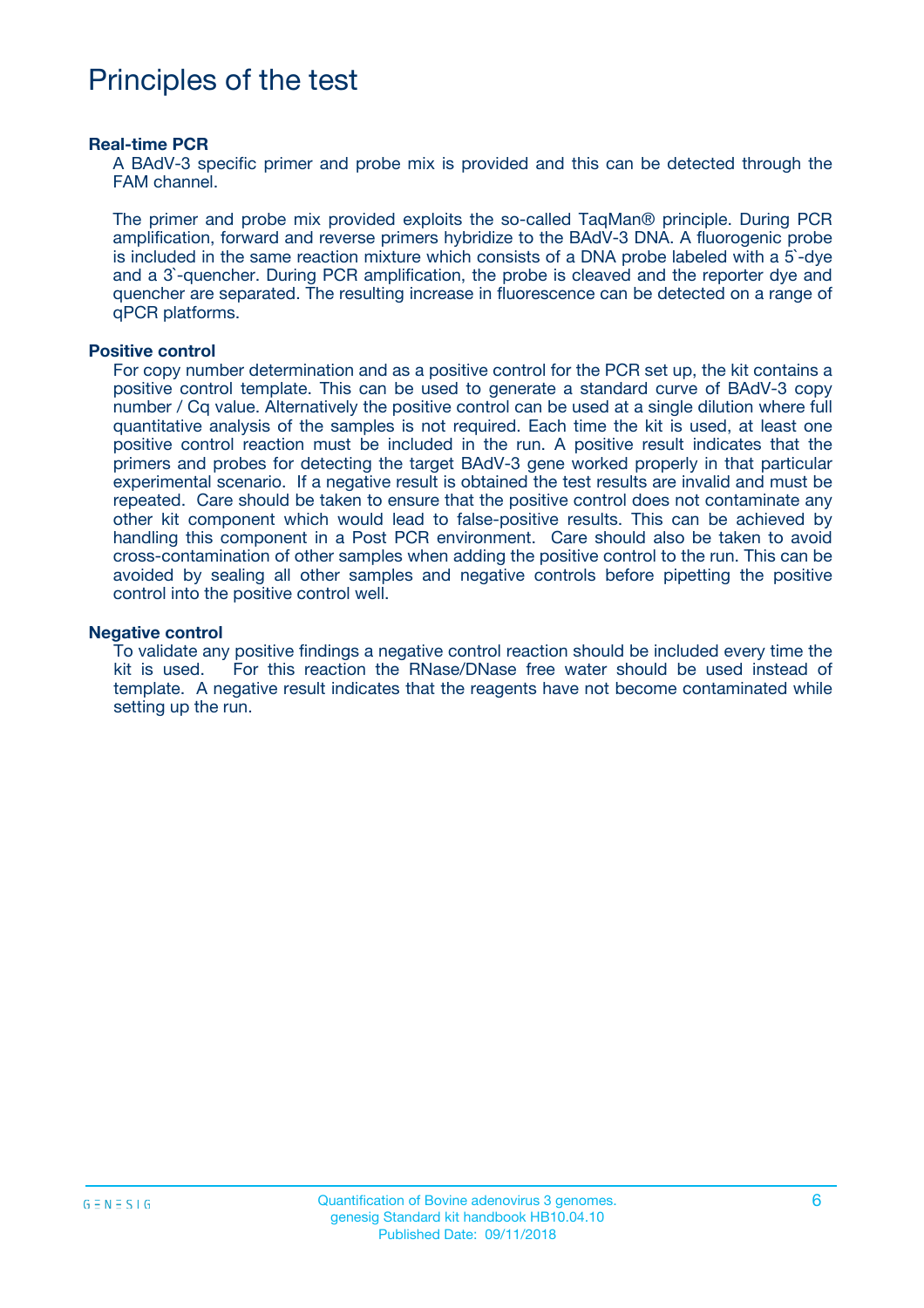# Principles of the test

### Real-time PCR

A BAdV-3 specific primer and probe mix is provided and this can be detected through the FAM channel.

The primer and probe mix provided exploits the so-called TaqMan® principle. During PCR amplification, forward and reverse primers hybridize to the BAdV-3 DNA. A fluorogenic probe is included in the same reaction mixture which consists of a DNA probe labeled with a 5`-dye and a 3`-quencher. During PCR amplification, the probe is cleaved and the reporter dye and quencher are separated. The resulting increase in fluorescence can be detected on a range of qPCR platforms.

### Positive control

For copy number determination and as a positive control for the PCR set up, the kit contains a positive control template. This can be used to generate a standard curve of BAdV-3 copy number / Cq value. Alternatively the positive control can be used at a single dilution where full quantitative analysis of the samples is not required. Each time the kit is used, at least one positive control reaction must be included in the run. A positive result indicates that the primers and probes for detecting the target BAdV-3 gene worked properly in that particular experimental scenario. If a negative result is obtained the test results are invalid and must be repeated. Care should be taken to ensure that the positive control does not contaminate any other kit component which would lead to false-positive results. This can be achieved by handling this component in a Post PCR environment. Care should also be taken to avoid cross-contamination of other samples when adding the positive control to the run. This can be avoided by sealing all other samples and negative controls before pipetting the positive control into the positive control well.

### Negative control

To validate any positive findings a negative control reaction should be included every time the kit is used. For this reaction the RNase/DNase free water should be used instead of template. A negative result indicates that the reagents have not become contaminated while setting up the run.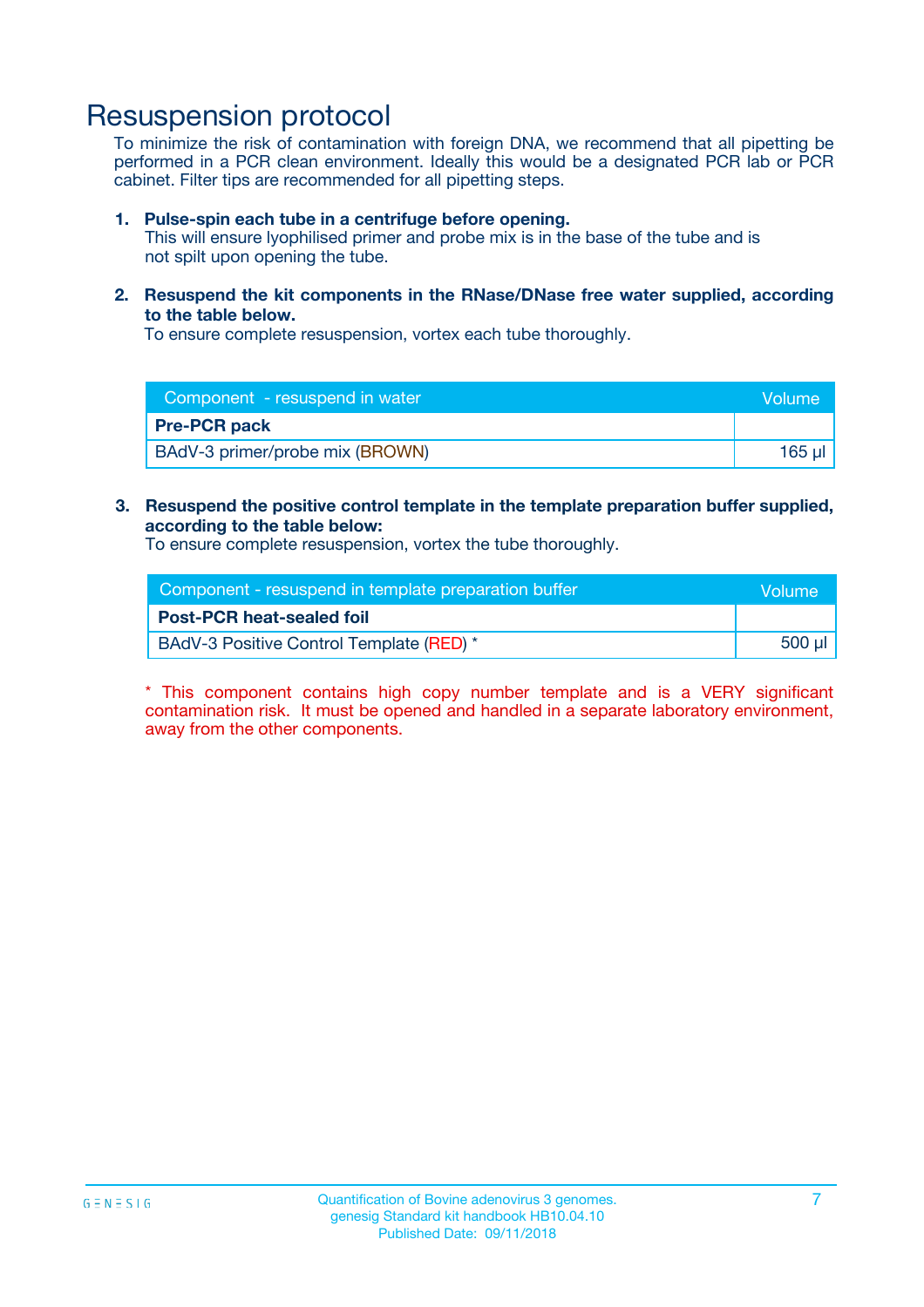# Resuspension protocol

To minimize the risk of contamination with foreign DNA, we recommend that all pipetting be performed in a PCR clean environment. Ideally this would be a designated PCR lab or PCR cabinet. Filter tips are recommended for all pipetting steps.

1. **Pulse-spin each tube in a centrifuge before opening.**
   This will ensure lyophilised primer and probe mix is in the base of the tube and is not spilt upon opening the tube.

2. **Resuspend the kit components in the RNase/DNase free water supplied, according to the table below.**
   To ensure complete resuspension, vortex each tube thoroughly.

| Component - resuspend in water | Volume |
|---|---|
| **Pre-PCR pack** | |
| BAdV-3 primer/probe mix (BROWN) | 165 µl |

3. **Resuspend the positive control template in the template preparation buffer supplied, according to the table below:**
   To ensure complete resuspension, vortex the tube thoroughly.

| Component - resuspend in template preparation buffer | Volume |
|---|---|
| **Post-PCR heat-sealed foil** | |
| BAdV-3 Positive Control Template (RED) * | 500 µl |

* This component contains high copy number template and is a VERY significant contamination risk. It must be opened and handled in a separate laboratory environment, away from the other components.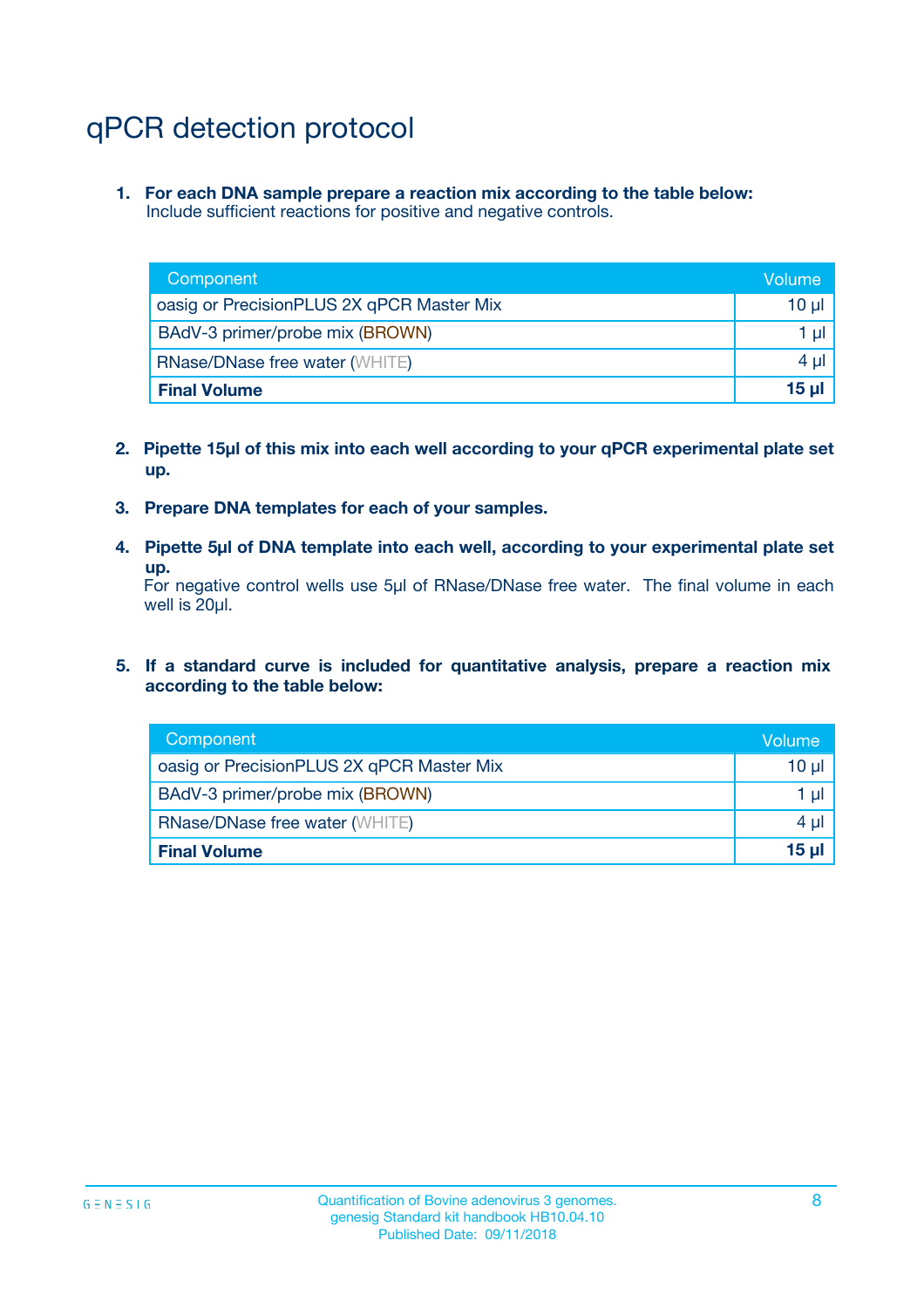# qPCR detection protocol

1. **For each DNA sample prepare a reaction mix according to the table below:**
   Include sufficient reactions for positive and negative controls.

| Component | Volume |
|---|---|
| oasig or PrecisionPLUS 2X qPCR Master Mix | 10 µl |
| BAdV-3 primer/probe mix (BROWN) | 1 µl |
| RNase/DNase free water (WHITE) | 4 µl |
| **Final Volume** | **15 µl** |

2. **Pipette 15µl of this mix into each well according to your qPCR experimental plate set up.**

3. **Prepare DNA templates for each of your samples.**

4. **Pipette 5µl of DNA template into each well, according to your experimental plate set up.**
   For negative control wells use 5µl of RNase/DNase free water. The final volume in each well is 20µl.

5. **If a standard curve is included for quantitative analysis, prepare a reaction mix according to the table below:**

| Component | Volume |
|---|---|
| oasig or PrecisionPLUS 2X qPCR Master Mix | 10 µl |
| BAdV-3 primer/probe mix (BROWN) | 1 µl |
| RNase/DNase free water (WHITE) | 4 µl |
| **Final Volume** | **15 µl** |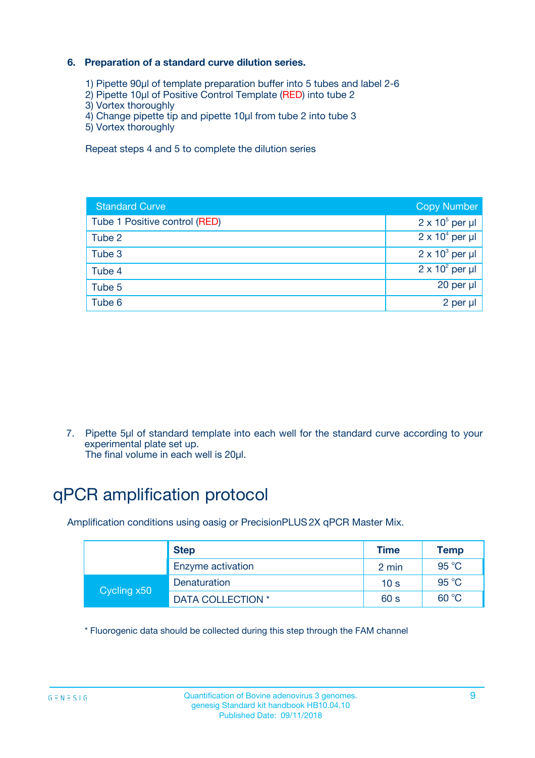### 6. Preparation of a standard curve dilution series.

1) Pipette 90µl of template preparation buffer into 5 tubes and label 2-6
2) Pipette 10µl of Positive Control Template (RED) into tube 2
3) Vortex thoroughly
4) Change pipette tip and pipette 10µl from tube 2 into tube 3
5) Vortex thoroughly

Repeat steps 4 and 5 to complete the dilution series

| Standard Curve | Copy Number |
|---|---|
| Tube 1 Positive control (RED) | $2 \times 10^5$ per µl |
| Tube 2 | $2 \times 10^4$ per µl |
| Tube 3 | $2 \times 10^3$ per µl |
| Tube 4 | $2 \times 10^2$ per µl |
| Tube 5 | 20 per µl |
| Tube 6 | 2 per µl |

7. Pipette 5µl of standard template into each well for the standard curve according to your experimental plate set up.
The final volume in each well is 20µl.

# qPCR amplification protocol

Amplification conditions using oasig or PrecisionPLUS 2X qPCR Master Mix.

| | Step | Time | Temp |
|---|---|---|---|
| | Enzyme activation | 2 min | 95 °C |
| Cycling x50 | Denaturation | 10 s | 95 °C |
| | DATA COLLECTION * | 60 s | 60 °C |

* Fluorogenic data should be collected during this step through the FAM channel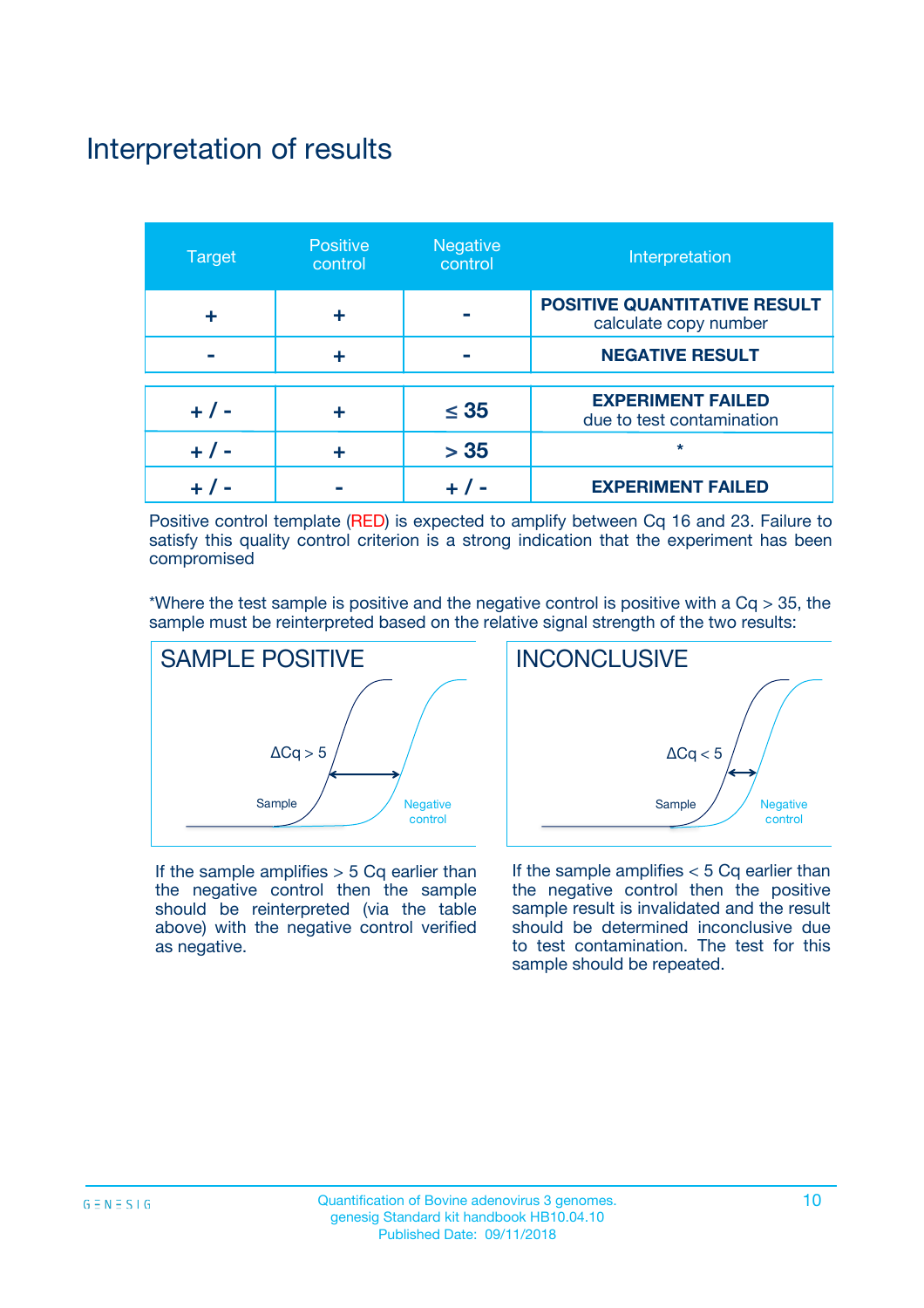# Interpretation of results

| Target | Positive control | Negative control | Interpretation |
|---|---|---|---|
| + | + | - | **POSITIVE QUANTITATIVE RESULT** calculate copy number |
| - | + | - | **NEGATIVE RESULT** |
| + / - | + | ≤ 35 | **EXPERIMENT FAILED** due to test contamination |
| + / - | + | > 35 | * |
| + / - | - | + / - | **EXPERIMENT FAILED** |

Positive control template (RED) is expected to amplify between Cq 16 and 23. Failure to satisfy this quality control criterion is a strong indication that the experiment has been compromised

*Where the test sample is positive and the negative control is positive with a Cq > 35, the sample must be reinterpreted based on the relative signal strength of the two results:

## SAMPLE POSITIVE

ΔCq > 5

Sample

Negative control

If the sample amplifies > 5 Cq earlier than the negative control then the sample should be reinterpreted (via the table above) with the negative control verified as negative.

## INCONCLUSIVE

ΔCq < 5

Sample

Negative control

If the sample amplifies < 5 Cq earlier than the negative control then the positive sample result is invalidated and the result should be determined inconclusive due to test contamination. The test for this sample should be repeated.